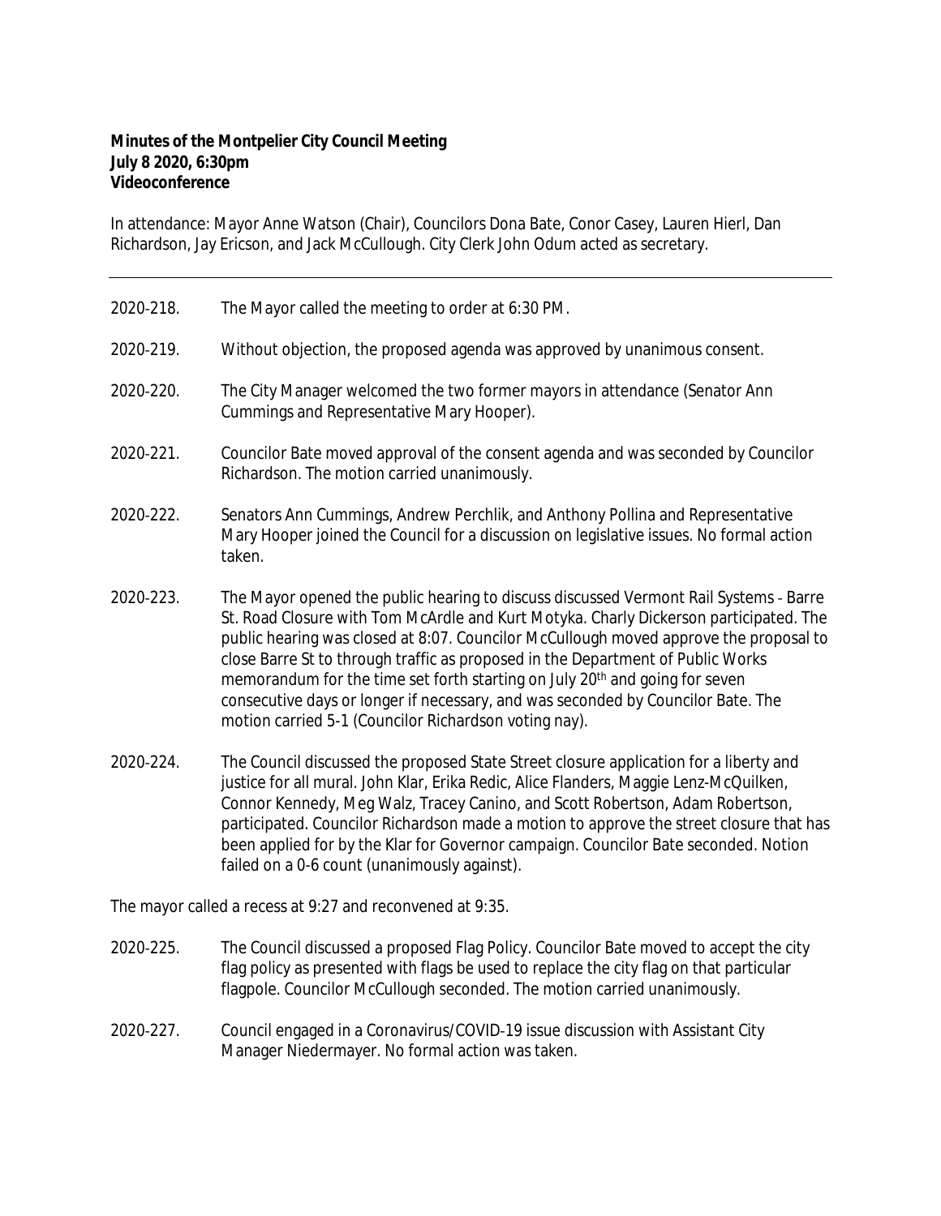**Minutes of the Montpelier City Council Meeting**
**July 8 2020, 6:30pm**
**Videoconference**

In attendance: Mayor Anne Watson (Chair), Councilors Dona Bate, Conor Casey, Lauren Hierl, Dan Richardson, Jay Ericson, and Jack McCullough. City Clerk John Odum acted as secretary.

---

2020-218. The Mayor called the meeting to order at 6:30 PM.

2020-219. Without objection, the proposed agenda was approved by unanimous consent.

2020-220. The City Manager welcomed the two former mayors in attendance (Senator Ann Cummings and Representative Mary Hooper).

2020-221. Councilor Bate moved approval of the consent agenda and was seconded by Councilor Richardson. The motion carried unanimously.

2020-222. Senators Ann Cummings, Andrew Perchlik, and Anthony Pollina and Representative Mary Hooper joined the Council for a discussion on legislative issues. No formal action taken.

2020-223. The Mayor opened the public hearing to discuss discussed Vermont Rail Systems - Barre St. Road Closure with Tom McArdle and Kurt Motyka. Charly Dickerson participated. The public hearing was closed at 8:07. Councilor McCullough moved approve the proposal to close Barre St to through traffic as proposed in the Department of Public Works memorandum for the time set forth starting on July 20th and going for seven consecutive days or longer if necessary, and was seconded by Councilor Bate. The motion carried 5-1 (Councilor Richardson voting nay).

2020-224. The Council discussed the proposed State Street closure application for a liberty and justice for all mural. John Klar, Erika Redic, Alice Flanders, Maggie Lenz-McQuilken, Connor Kennedy, Meg Walz, Tracey Canino, and Scott Robertson, Adam Robertson, participated. Councilor Richardson made a motion to approve the street closure that has been applied for by the Klar for Governor campaign. Councilor Bate seconded. Notion failed on a 0-6 count (unanimously against).

The mayor called a recess at 9:27 and reconvened at 9:35.

2020-225. The Council discussed a proposed Flag Policy. Councilor Bate moved to accept the city flag policy as presented with flags be used to replace the city flag on that particular flagpole. Councilor McCullough seconded. The motion carried unanimously.

2020-227. Council engaged in a Coronavirus/COVID-19 issue discussion with Assistant City Manager Niedermayer. No formal action was taken.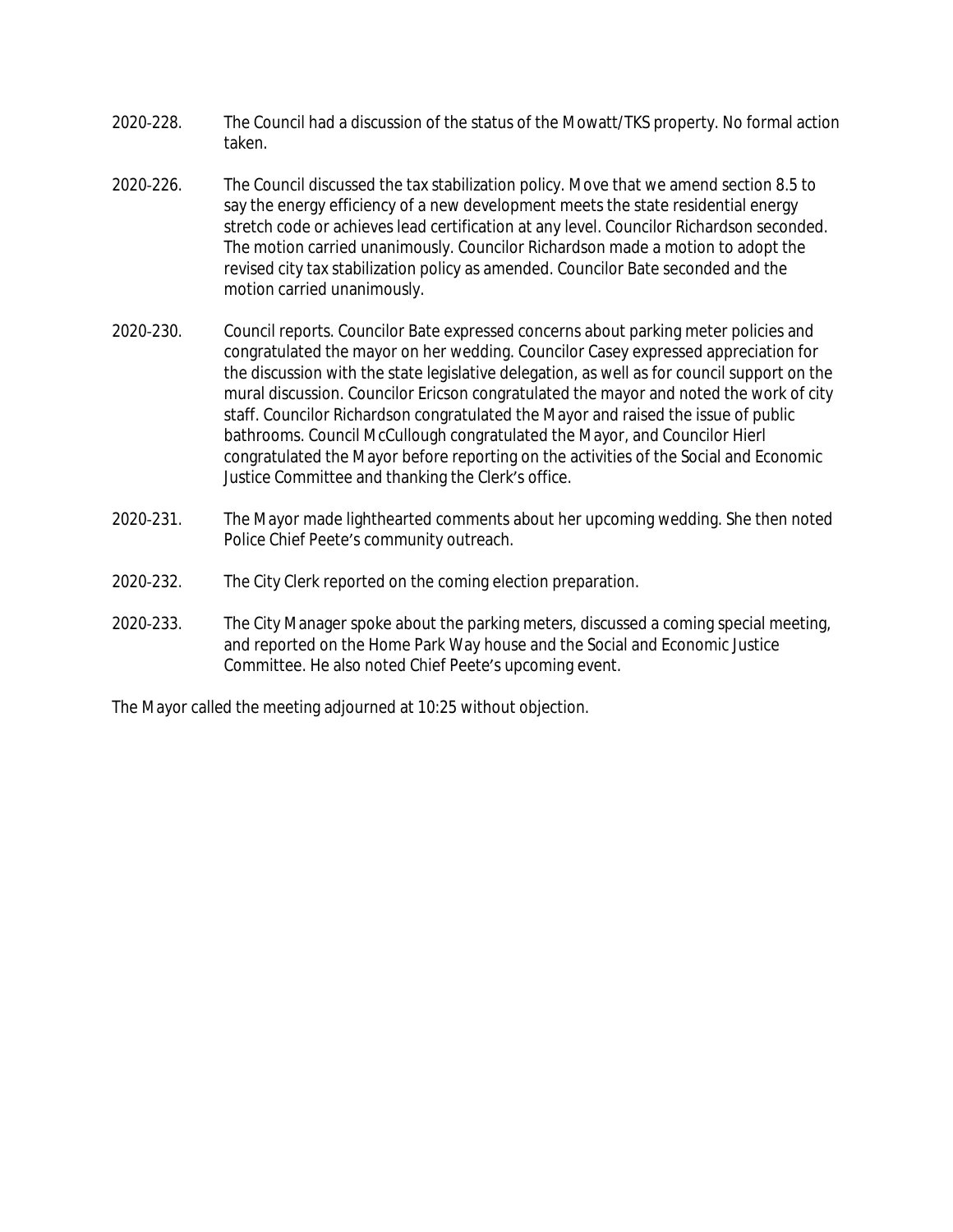2020-228. The Council had a discussion of the status of the Mowatt/TKS property. No formal action taken.

2020-226. The Council discussed the tax stabilization policy. Move that we amend section 8.5 to say the energy efficiency of a new development meets the state residential energy stretch code or achieves lead certification at any level. Councilor Richardson seconded. The motion carried unanimously. Councilor Richardson made a motion to adopt the revised city tax stabilization policy as amended. Councilor Bate seconded and the motion carried unanimously.

2020-230. Council reports. Councilor Bate expressed concerns about parking meter policies and congratulated the mayor on her wedding. Councilor Casey expressed appreciation for the discussion with the state legislative delegation, as well as for council support on the mural discussion. Councilor Ericson congratulated the mayor and noted the work of city staff. Councilor Richardson congratulated the Mayor and raised the issue of public bathrooms. Council McCullough congratulated the Mayor, and Councilor Hierl congratulated the Mayor before reporting on the activities of the Social and Economic Justice Committee and thanking the Clerk's office.

2020-231. The Mayor made lighthearted comments about her upcoming wedding. She then noted Police Chief Peete's community outreach.

2020-232. The City Clerk reported on the coming election preparation.

2020-233. The City Manager spoke about the parking meters, discussed a coming special meeting, and reported on the Home Park Way house and the Social and Economic Justice Committee. He also noted Chief Peete's upcoming event.

The Mayor called the meeting adjourned at 10:25 without objection.